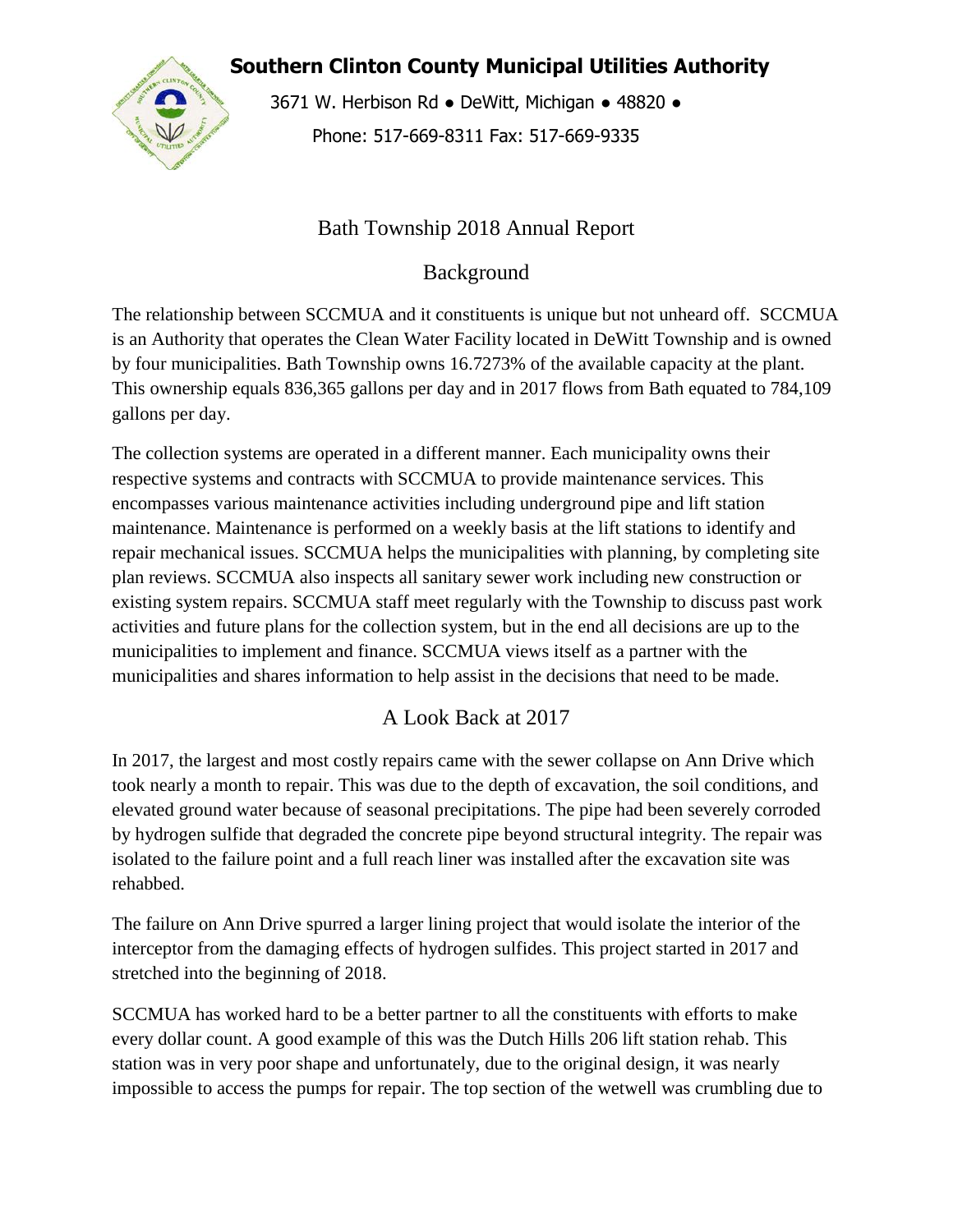# Southern Clinton County Municipal Utilities Authority

3671 W. Herbison Rd ● DeWitt, Michigan ● 48820 ●

Phone: 517-669-8311 Fax: 517-669-9335

## Bath Township 2018 Annual Report

## Background

The relationship between SCCMUA and it constituents is unique but not unheard off. SCCMUA is an Authority that operates the Clean Water Facility located in DeWitt Township and is owned by four municipalities. Bath Township owns 16.7273% of the available capacity at the plant. This ownership equals 836,365 gallons per day and in 2017 flows from Bath equated to 784,109 gallons per day.

The collection systems are operated in a different manner. Each municipality owns their respective systems and contracts with SCCMUA to provide maintenance services. This encompasses various maintenance activities including underground pipe and lift station maintenance. Maintenance is performed on a weekly basis at the lift stations to identify and repair mechanical issues. SCCMUA helps the municipalities with planning, by completing site plan reviews. SCCMUA also inspects all sanitary sewer work including new construction or existing system repairs. SCCMUA staff meet regularly with the Township to discuss past work activities and future plans for the collection system, but in the end all decisions are up to the municipalities to implement and finance. SCCMUA views itself as a partner with the municipalities and shares information to help assist in the decisions that need to be made.

## A Look Back at 2017

In 2017, the largest and most costly repairs came with the sewer collapse on Ann Drive which took nearly a month to repair. This was due to the depth of excavation, the soil conditions, and elevated ground water because of seasonal precipitations. The pipe had been severely corroded by hydrogen sulfide that degraded the concrete pipe beyond structural integrity. The repair was isolated to the failure point and a full reach liner was installed after the excavation site was rehabbed.

The failure on Ann Drive spurred a larger lining project that would isolate the interior of the interceptor from the damaging effects of hydrogen sulfides. This project started in 2017 and stretched into the beginning of 2018.

SCCMUA has worked hard to be a better partner to all the constituents with efforts to make every dollar count. A good example of this was the Dutch Hills 206 lift station rehab. This station was in very poor shape and unfortunately, due to the original design, it was nearly impossible to access the pumps for repair. The top section of the wetwell was crumbling due to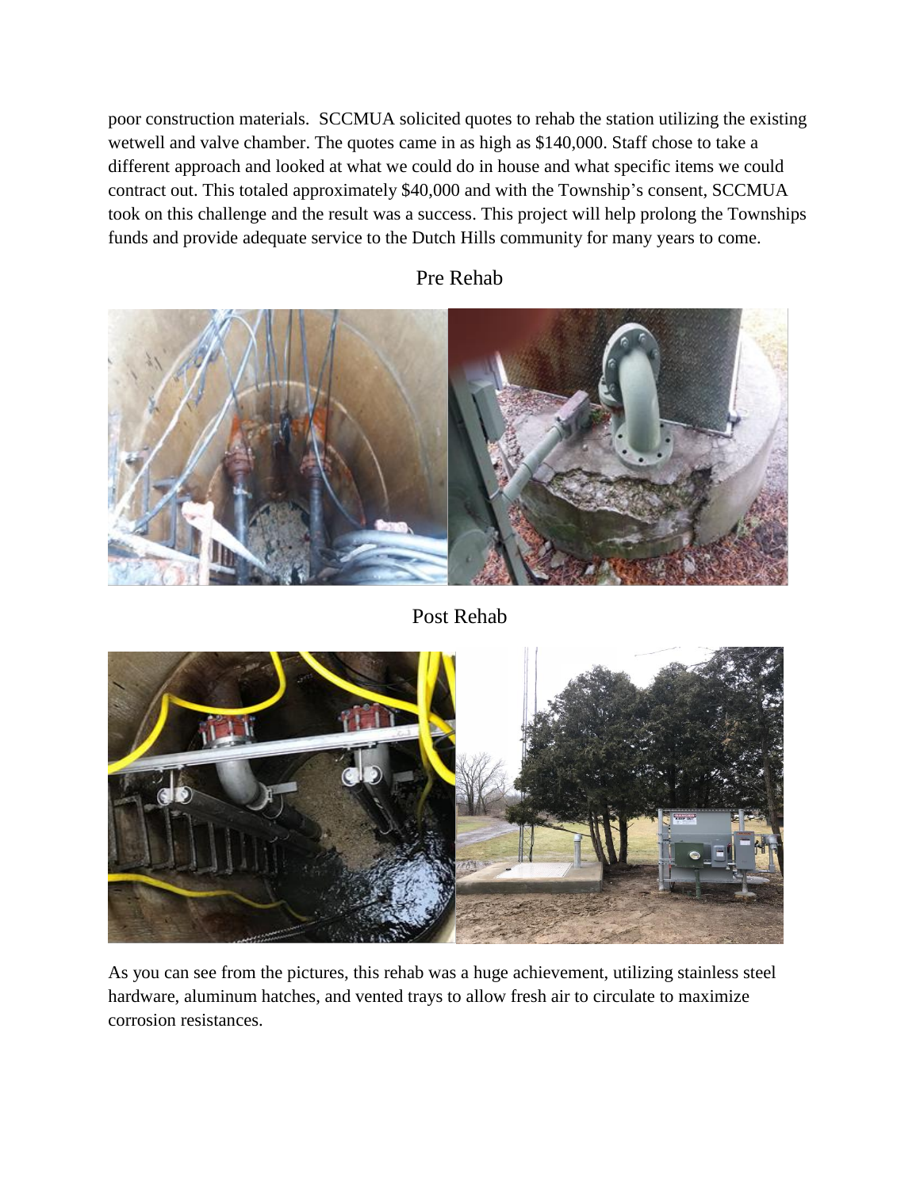poor construction materials. SCCMUA solicited quotes to rehab the station utilizing the existing wetwell and valve chamber. The quotes came in as high as $140,000. Staff chose to take a different approach and looked at what we could do in house and what specific items we could contract out. This totaled approximately $40,000 and with the Township's consent, SCCMUA took on this challenge and the result was a success. This project will help prolong the Townships funds and provide adequate service to the Dutch Hills community for many years to come.

Pre Rehab

Post Rehab

As you can see from the pictures, this rehab was a huge achievement, utilizing stainless steel hardware, aluminum hatches, and vented trays to allow fresh air to circulate to maximize corrosion resistances.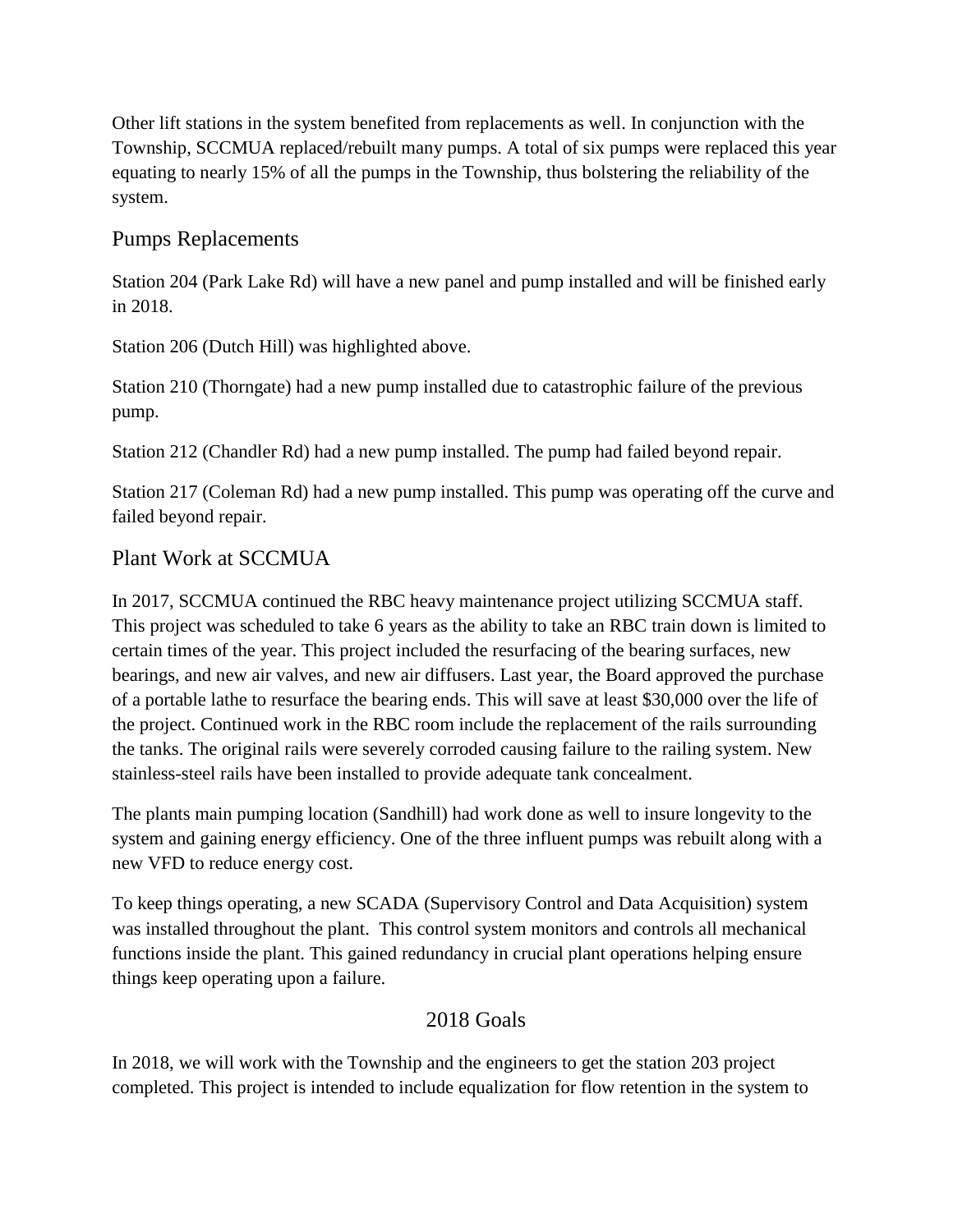Other lift stations in the system benefited from replacements as well. In conjunction with the Township, SCCMUA replaced/rebuilt many pumps. A total of six pumps were replaced this year equating to nearly 15% of all the pumps in the Township, thus bolstering the reliability of the system.

## Pumps Replacements

Station 204 (Park Lake Rd) will have a new panel and pump installed and will be finished early in 2018.

Station 206 (Dutch Hill) was highlighted above.

Station 210 (Thorngate) had a new pump installed due to catastrophic failure of the previous pump.

Station 212 (Chandler Rd) had a new pump installed. The pump had failed beyond repair.

Station 217 (Coleman Rd) had a new pump installed. This pump was operating off the curve and failed beyond repair.

## Plant Work at SCCMUA

In 2017, SCCMUA continued the RBC heavy maintenance project utilizing SCCMUA staff. This project was scheduled to take 6 years as the ability to take an RBC train down is limited to certain times of the year. This project included the resurfacing of the bearing surfaces, new bearings, and new air valves, and new air diffusers. Last year, the Board approved the purchase of a portable lathe to resurface the bearing ends. This will save at least $30,000 over the life of the project. Continued work in the RBC room include the replacement of the rails surrounding the tanks. The original rails were severely corroded causing failure to the railing system. New stainless-steel rails have been installed to provide adequate tank concealment.

The plants main pumping location (Sandhill) had work done as well to insure longevity to the system and gaining energy efficiency. One of the three influent pumps was rebuilt along with a new VFD to reduce energy cost.

To keep things operating, a new SCADA (Supervisory Control and Data Acquisition) system was installed throughout the plant. This control system monitors and controls all mechanical functions inside the plant. This gained redundancy in crucial plant operations helping ensure things keep operating upon a failure.

## 2018 Goals

In 2018, we will work with the Township and the engineers to get the station 203 project completed. This project is intended to include equalization for flow retention in the system to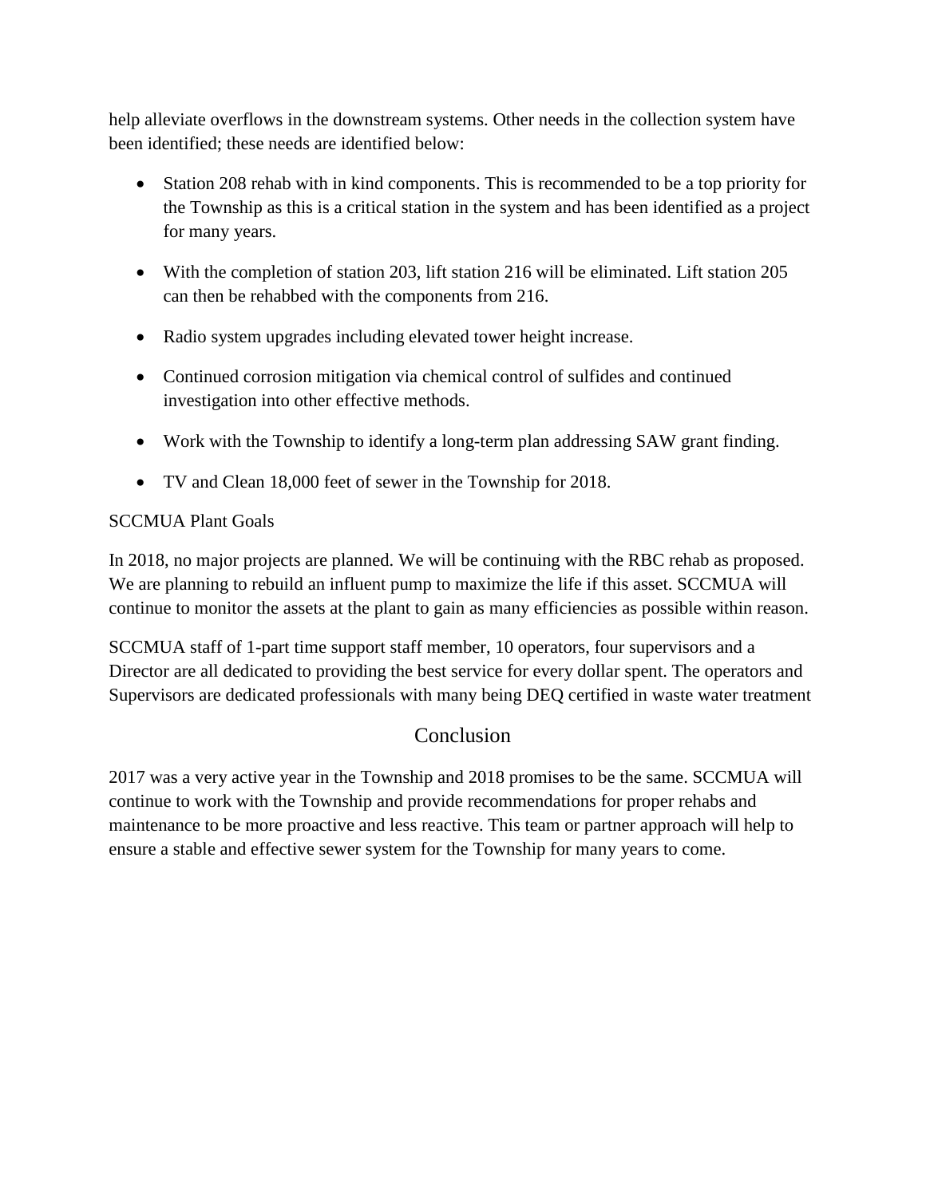help alleviate overflows in the downstream systems. Other needs in the collection system have been identified; these needs are identified below:

- Station 208 rehab with in kind components. This is recommended to be a top priority for the Township as this is a critical station in the system and has been identified as a project for many years.
- With the completion of station 203, lift station 216 will be eliminated. Lift station 205 can then be rehabbed with the components from 216.
- Radio system upgrades including elevated tower height increase.
- Continued corrosion mitigation via chemical control of sulfides and continued investigation into other effective methods.
- Work with the Township to identify a long-term plan addressing SAW grant finding.
- TV and Clean 18,000 feet of sewer in the Township for 2018.

SCCMUA Plant Goals

In 2018, no major projects are planned. We will be continuing with the RBC rehab as proposed. We are planning to rebuild an influent pump to maximize the life if this asset. SCCMUA will continue to monitor the assets at the plant to gain as many efficiencies as possible within reason.

SCCMUA staff of 1-part time support staff member, 10 operators, four supervisors and a Director are all dedicated to providing the best service for every dollar spent. The operators and Supervisors are dedicated professionals with many being DEQ certified in waste water treatment

## Conclusion

2017 was a very active year in the Township and 2018 promises to be the same. SCCMUA will continue to work with the Township and provide recommendations for proper rehabs and maintenance to be more proactive and less reactive. This team or partner approach will help to ensure a stable and effective sewer system for the Township for many years to come.